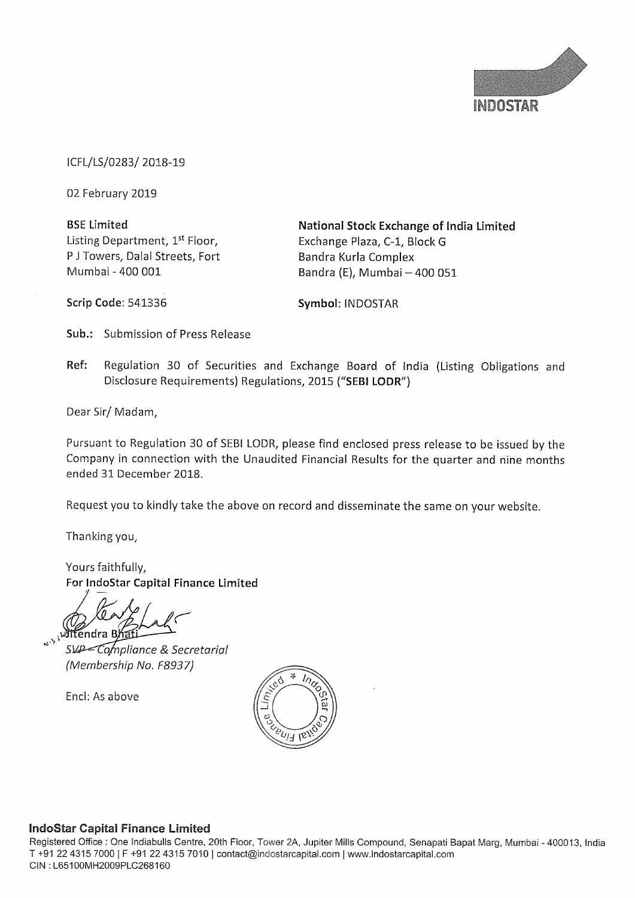INDOSTAR

ICFL/LS/0283/ 2018-19

02 February 2019

**BSE Limited**
Listing Department, 1st Floor,
P J Towers, Dalal Streets, Fort
Mumbai - 400 001

**Scrip Code**: 541336

**National Stock Exchange of India Limited**
Exchange Plaza, C-1, Block G
Bandra Kurla Complex
Bandra (E), Mumbai – 400 051

**Symbol**: INDOSTAR

**Sub.:** Submission of Press Release

**Ref:** Regulation 30 of Securities and Exchange Board of India (Listing Obligations and Disclosure Requirements) Regulations, 2015 (**"SEBI LODR"**)

Dear Sir/ Madam,

Pursuant to Regulation 30 of SEBI LODR, please find enclosed press release to be issued by the Company in connection with the Unaudited Financial Results for the quarter and nine months ended 31 December 2018.

Request you to kindly take the above on record and disseminate the same on your website.

Thanking you,

Yours faithfully,
**For IndoStar Capital Finance Limited**

Jitendra Bhati
*SVP – Compliance & Secretarial*
*(Membership No. F8937)*

Encl: As above

**IndoStar Capital Finance Limited**
Registered Office : One Indiabulls Centre, 20th Floor, Tower 2A, Jupiter Mills Compound, Senapati Bapat Marg, Mumbai - 400013, India
T +91 22 4315 7000 | F +91 22 4315 7010 | contact@indostarcapital.com | www.indostarcapital.com
CIN : L65100MH2009PLC268160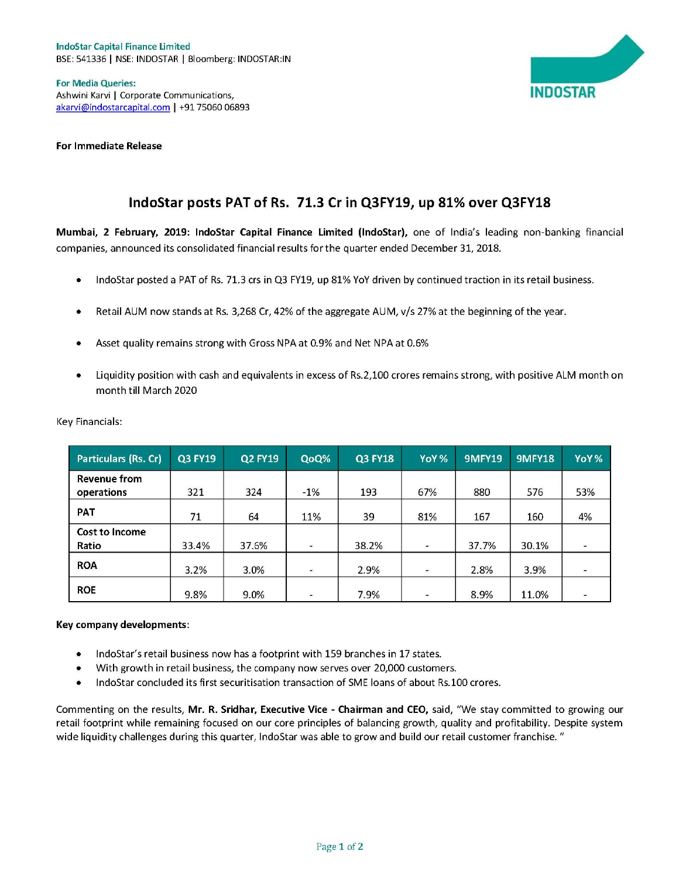**IndoStar Capital Finance Limited**
BSE: 541336 | NSE: INDOSTAR | Bloomberg: INDOSTAR:IN

**For Media Queries:**
Ashwini Karvi | Corporate Communications,
akarvi@indostarcapital.com | +91 75060 06893

**For Immediate Release**

# IndoStar posts PAT of Rs. 71.3 Cr in Q3FY19, up 81% over Q3FY18

**Mumbai, 2 February, 2019: IndoStar Capital Finance Limited (IndoStar),** one of India's leading non-banking financial companies, announced its consolidated financial results for the quarter ended December 31, 2018.

- IndoStar posted a PAT of Rs. 71.3 crs in Q3 FY19, up 81% YoY driven by continued traction in its retail business.
- Retail AUM now stands at Rs. 3,268 Cr, 42% of the aggregate AUM, v/s 27% at the beginning of the year.
- Asset quality remains strong with Gross NPA at 0.9% and Net NPA at 0.6%
- Liquidity position with cash and equivalents in excess of Rs.2,100 crores remains strong, with positive ALM month on month till March 2020

Key Financials:

| Particulars (Rs. Cr) | Q3 FY19 | Q2 FY19 | QoQ% | Q3 FY18 | YoY % | 9MFY19 | 9MFY18 | YoY % |
|---|---|---|---|---|---|---|---|---|
| Revenue from operations | 321 | 324 | -1% | 193 | 67% | 880 | 576 | 53% |
| PAT | 71 | 64 | 11% | 39 | 81% | 167 | 160 | 4% |
| Cost to Income Ratio | 33.4% | 37.6% | - | 38.2% | - | 37.7% | 30.1% | - |
| ROA | 3.2% | 3.0% | - | 2.9% | - | 2.8% | 3.9% | - |
| ROE | 9.8% | 9.0% | - | 7.9% | - | 8.9% | 11.0% | - |

**Key company developments**:

- IndoStar's retail business now has a footprint with 159 branches in 17 states.
- With growth in retail business, the company now serves over 20,000 customers.
- IndoStar concluded its first securitisation transaction of SME loans of about Rs.100 crores.

Commenting on the results, **Mr. R. Sridhar, Executive Vice - Chairman and CEO,** said, "We stay committed to growing our retail footprint while remaining focused on our core principles of balancing growth, quality and profitability. Despite system wide liquidity challenges during this quarter, IndoStar was able to grow and build our retail customer franchise. "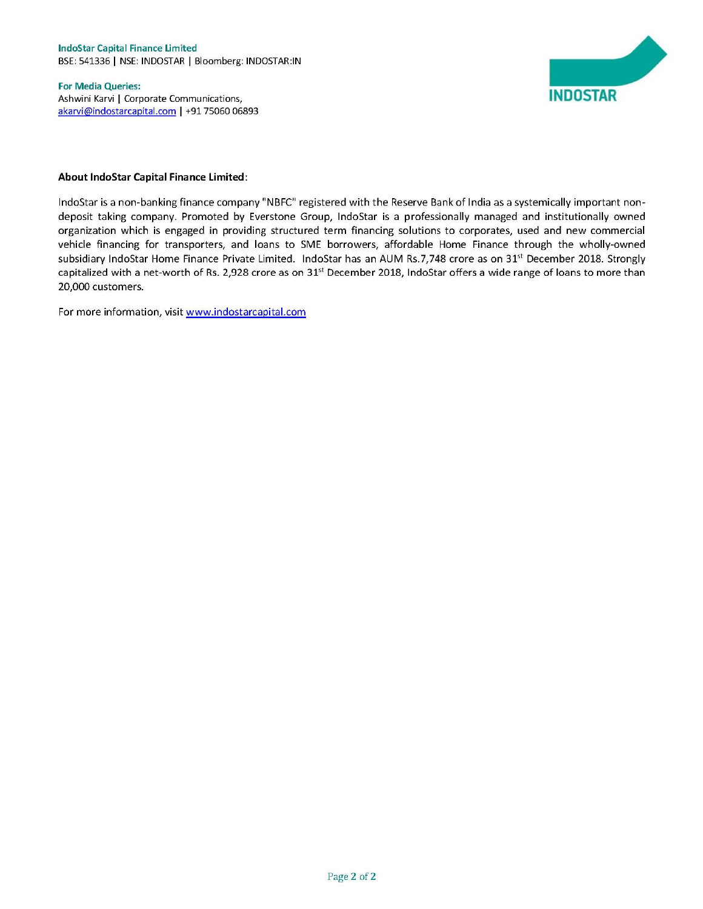**IndoStar Capital Finance Limited**
BSE: 541336 | NSE: INDOSTAR | Bloomberg: INDOSTAR:IN

**For Media Queries:**
Ashwini Karvi | Corporate Communications,
akarvi@indostarcapital.com | +91 75060 06893

INDOSTAR

**About IndoStar Capital Finance Limited**:

IndoStar is a non-banking finance company "NBFC" registered with the Reserve Bank of India as a systemically important non-deposit taking company. Promoted by Everstone Group, IndoStar is a professionally managed and institutionally owned organization which is engaged in providing structured term financing solutions to corporates, used and new commercial vehicle financing for transporters, and loans to SME borrowers, affordable Home Finance through the wholly-owned subsidiary IndoStar Home Finance Private Limited. IndoStar has an AUM Rs.7,748 crore as on 31st December 2018. Strongly capitalized with a net-worth of Rs. 2,928 crore as on 31st December 2018, IndoStar offers a wide range of loans to more than 20,000 customers.

For more information, visit www.indostarcapital.com